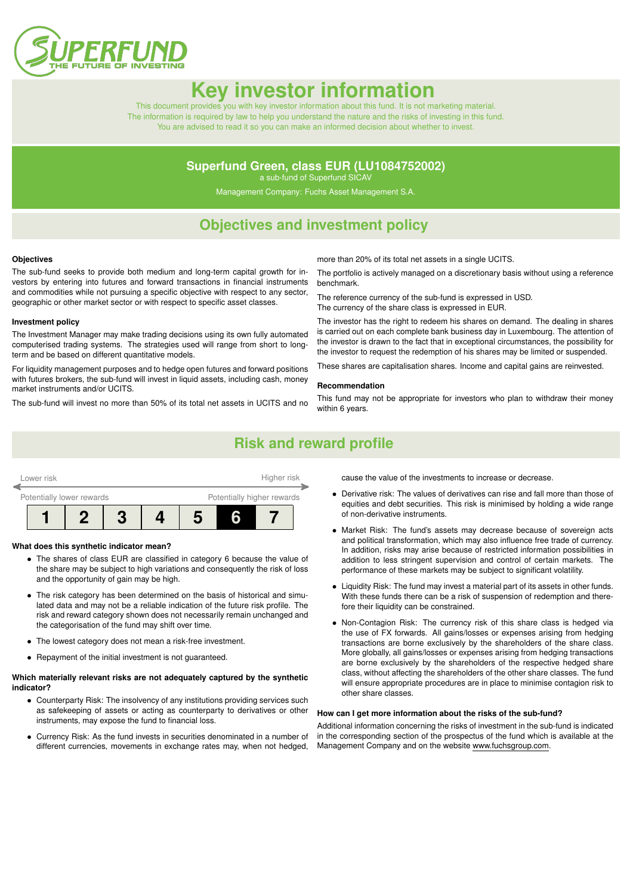SUPERFUND
THE FUTURE OF INVESTING

# Key investor information

This document provides you with key investor information about this fund. It is not marketing material. The information is required by law to help you understand the nature and the risks of investing in this fund. You are advised to read it so you can make an informed decision about whether to invest.

**Superfund Green, class EUR (LU1084752002)**
a sub-fund of Superfund SICAV

Management Company: Fuchs Asset Management S.A.

## Objectives and investment policy

### Objectives

The sub-fund seeks to provide both medium and long-term capital growth for investors by entering into futures and forward transactions in financial instruments and commodities while not pursuing a specific objective with respect to any sector, geographic or other market sector or with respect to specific asset classes.

### Investment policy

The Investment Manager may make trading decisions using its own fully automated computerised trading systems. The strategies used will range from short to long-term and be based on different quantitative models.

For liquidity management purposes and to hedge open futures and forward positions with futures brokers, the sub-fund will invest in liquid assets, including cash, money market instruments and/or UCITS.

The sub-fund will invest no more than 50% of its total net assets in UCITS and no more than 20% of its total net assets in a single UCITS.

The portfolio is actively managed on a discretionary basis without using a reference benchmark.

The reference currency of the sub-fund is expressed in USD.
The currency of the share class is expressed in EUR.

The investor has the right to redeem his shares on demand. The dealing in shares is carried out on each complete bank business day in Luxembourg. The attention of the investor is drawn to the fact that in exceptional circumstances, the possibility for the investor to request the redemption of his shares may be limited or suspended.

These shares are capitalisation shares. Income and capital gains are reinvested.

### Recommendation

This fund may not be appropriate for investors who plan to withdraw their money within 6 years.

## Risk and reward profile

| Lower risk | | | | | | Higher risk |
|---|---|---|---|---|---|---|
| Potentially lower rewards | | | | | | Potentially higher rewards |
| 1 | 2 | 3 | 4 | 5 | **6** | 7 |

### What does this synthetic indicator mean?

- The shares of class EUR are classified in category 6 because the value of the share may be subject to high variations and consequently the risk of loss and the opportunity of gain may be high.
- The risk category has been determined on the basis of historical and simulated data and may not be a reliable indication of the future risk profile. The risk and reward category shown does not necessarily remain unchanged and the categorisation of the fund may shift over time.
- The lowest category does not mean a risk-free investment.
- Repayment of the initial investment is not guaranteed.

### Which materially relevant risks are not adequately captured by the synthetic indicator?

- Counterparty Risk: The insolvency of any institutions providing services such as safekeeping of assets or acting as counterparty to derivatives or other instruments, may expose the fund to financial loss.
- Currency Risk: As the fund invests in securities denominated in a number of different currencies, movements in exchange rates may, when not hedged, cause the value of the investments to increase or decrease.
- Derivative risk: The values of derivatives can rise and fall more than those of equities and debt securities. This risk is minimised by holding a wide range of non-derivative instruments.
- Market Risk: The fund's assets may decrease because of sovereign acts and political transformation, which may also influence free trade of currency. In addition, risks may arise because of restricted information possibilities in addition to less stringent supervision and control of certain markets. The performance of these markets may be subject to significant volatility.
- Liquidity Risk: The fund may invest a material part of its assets in other funds. With these funds there can be a risk of suspension of redemption and therefore their liquidity can be constrained.
- Non-Contagion Risk: The currency risk of this share class is hedged via the use of FX forwards. All gains/losses or expenses arising from hedging transactions are borne exclusively by the shareholders of the share class. More globally, all gains/losses or expenses arising from hedging transactions are borne exclusively by the shareholders of the respective hedged share class, without affecting the shareholders of the other share classes. The fund will ensure appropriate procedures are in place to minimise contagion risk to other share classes.

### How can I get more information about the risks of the sub-fund?

Additional information concerning the risks of investment in the sub-fund is indicated in the corresponding section of the prospectus of the fund which is available at the Management Company and on the website www.fuchsgroup.com.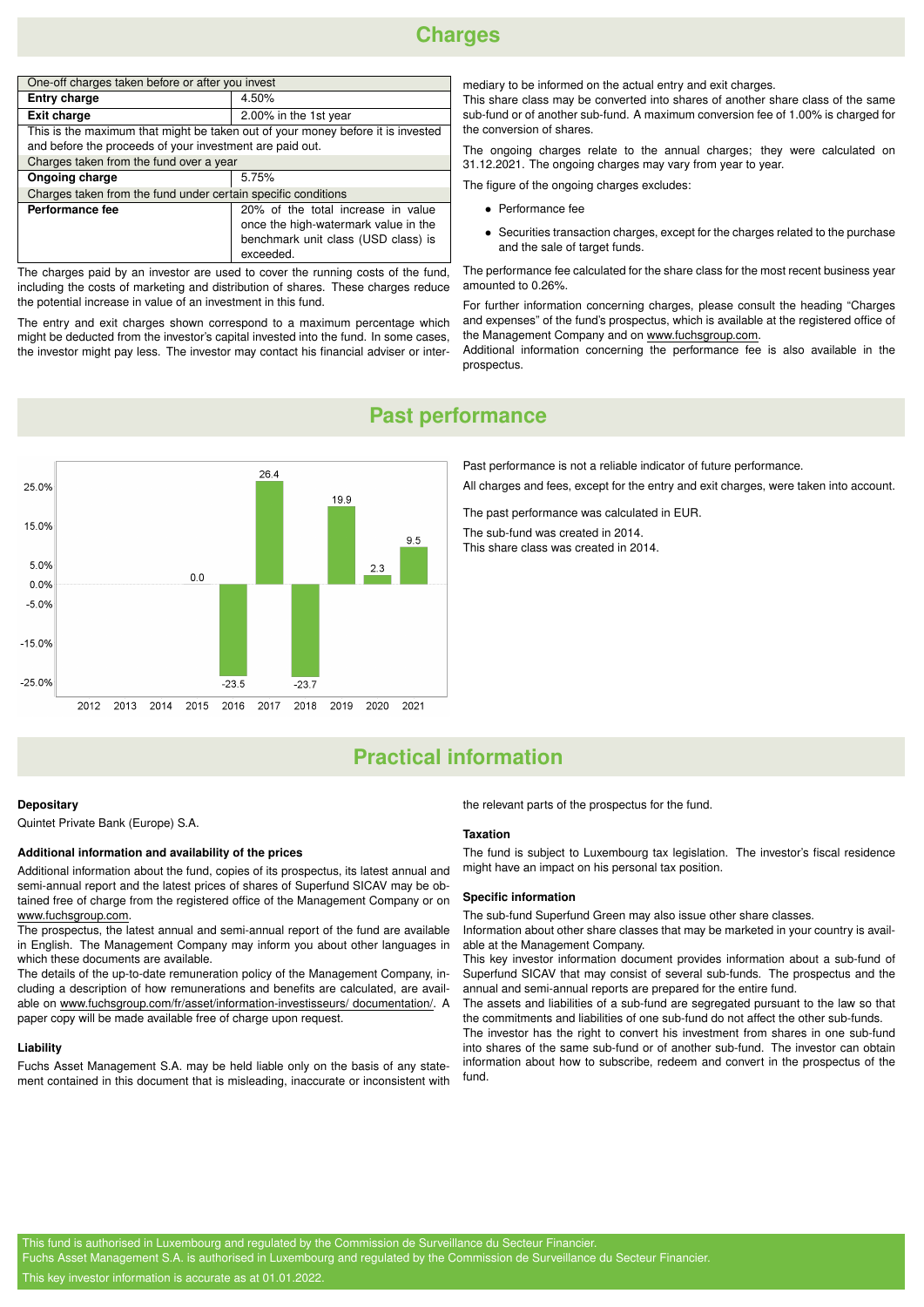## Charges

| One-off charges taken before or after you invest | |
|---|---|
| **Entry charge** | 4.50% |
| **Exit charge** | 2.00% in the 1st year |
| This is the maximum that might be taken out of your money before it is invested and before the proceeds of your investment are paid out. | |
| Charges taken from the fund over a year | |
| **Ongoing charge** | 5.75% |
| Charges taken from the fund under certain specific conditions | |
| **Performance fee** | 20% of the total increase in value once the high-watermark value in the benchmark unit class (USD class) is exceeded. |

The charges paid by an investor are used to cover the running costs of the fund, including the costs of marketing and distribution of shares. These charges reduce the potential increase in value of an investment in this fund.

The entry and exit charges shown correspond to a maximum percentage which might be deducted from the investor's capital invested into the fund. In some cases, the investor might pay less. The investor may contact his financial adviser or intermediary to be informed on the actual entry and exit charges.

This share class may be converted into shares of another share class of the same sub-fund or of another sub-fund. A maximum conversion fee of 1.00% is charged for the conversion of shares.

The ongoing charges relate to the annual charges; they were calculated on 31.12.2021. The ongoing charges may vary from year to year.

The figure of the ongoing charges excludes:

- Performance fee
- Securities transaction charges, except for the charges related to the purchase and the sale of target funds.

The performance fee calculated for the share class for the most recent business year amounted to 0.26%.

For further information concerning charges, please consult the heading "Charges and expenses" of the fund's prospectus, which is available at the registered office of the Management Company and on www.fuchsgroup.com.

Additional information concerning the performance fee is also available in the prospectus.

## Past performance

25.0%
15.0%
5.0%
0.0%
-5.0%
-15.0%
-25.0%

0.0
-23.5
26.4
-23.7
19.9
2.3
9.5

2012 2013 2014 2015 2016 2017 2018 2019 2020 2021

Past performance is not a reliable indicator of future performance.

All charges and fees, except for the entry and exit charges, were taken into account.

The past performance was calculated in EUR.

The sub-fund was created in 2014.

This share class was created in 2014.

## Practical information

**Depositary**

Quintet Private Bank (Europe) S.A.

**Additional information and availability of the prices**

Additional information about the fund, copies of its prospectus, its latest annual and semi-annual report and the latest prices of shares of Superfund SICAV may be obtained free of charge from the registered office of the Management Company or on www.fuchsgroup.com.

The prospectus, the latest annual and semi-annual report of the fund are available in English. The Management Company may inform you about other languages in which these documents are available.

The details of the up-to-date remuneration policy of the Management Company, including a description of how remunerations and benefits are calculated, are available on www.fuchsgroup.com/fr/asset/information-investisseurs/ documentation/. A paper copy will be made available free of charge upon request.

**Liability**

Fuchs Asset Management S.A. may be held liable only on the basis of any statement contained in this document that is misleading, inaccurate or inconsistent with the relevant parts of the prospectus for the fund.

**Taxation**

The fund is subject to Luxembourg tax legislation. The investor's fiscal residence might have an impact on his personal tax position.

**Specific information**

The sub-fund Superfund Green may also issue other share classes.

Information about other share classes that may be marketed in your country is available at the Management Company.

This key investor information document provides information about a sub-fund of Superfund SICAV that may consist of several sub-funds. The prospectus and the annual and semi-annual reports are prepared for the entire fund.

The assets and liabilities of a sub-fund are segregated pursuant to the law so that the commitments and liabilities of one sub-fund do not affect the other sub-funds.

The investor has the right to convert his investment from shares in one sub-fund into shares of the same sub-fund or of another sub-fund. The investor can obtain information about how to subscribe, redeem and convert in the prospectus of the fund.

This fund is authorised in Luxembourg and regulated by the Commission de Surveillance du Secteur Financier.
Fuchs Asset Management S.A. is authorised in Luxembourg and regulated by the Commission de Surveillance du Secteur Financier.

This key investor information is accurate as at 01.01.2022.